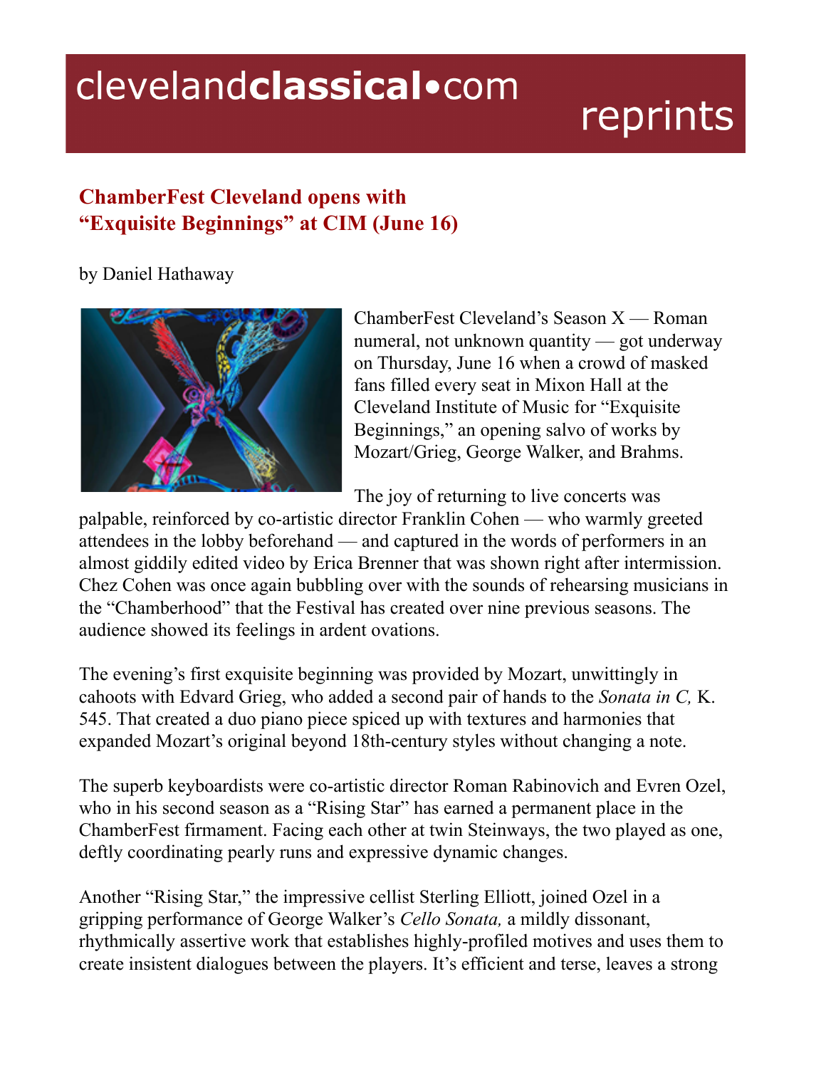# ChamberFest Cleveland opens with "Exquisite Beginnings" at CIM (June 16)

by Daniel Hathaway

ChamberFest Cleveland's Season X — Roman numeral, not unknown quantity — got underway on Thursday, June 16 when a crowd of masked fans filled every seat in Mixon Hall at the Cleveland Institute of Music for "Exquisite Beginnings," an opening salvo of works by Mozart/Grieg, George Walker, and Brahms.

The joy of returning to live concerts was palpable, reinforced by co-artistic director Franklin Cohen — who warmly greeted attendees in the lobby beforehand — and captured in the words of performers in an almost giddily edited video by Erica Brenner that was shown right after intermission. Chez Cohen was once again bubbling over with the sounds of rehearsing musicians in the "Chamberhood" that the Festival has created over nine previous seasons. The audience showed its feelings in ardent ovations.

The evening's first exquisite beginning was provided by Mozart, unwittingly in cahoots with Edvard Grieg, who added a second pair of hands to the *Sonata in C,* K. 545. That created a duo piano piece spiced up with textures and harmonies that expanded Mozart's original beyond 18th-century styles without changing a note.

The superb keyboardists were co-artistic director Roman Rabinovich and Evren Ozel, who in his second season as a "Rising Star" has earned a permanent place in the ChamberFest firmament. Facing each other at twin Steinways, the two played as one, deftly coordinating pearly runs and expressive dynamic changes.

Another "Rising Star," the impressive cellist Sterling Elliott, joined Ozel in a gripping performance of George Walker's *Cello Sonata,* a mildly dissonant, rhythmically assertive work that establishes highly-profiled motives and uses them to create insistent dialogues between the players. It's efficient and terse, leaves a strong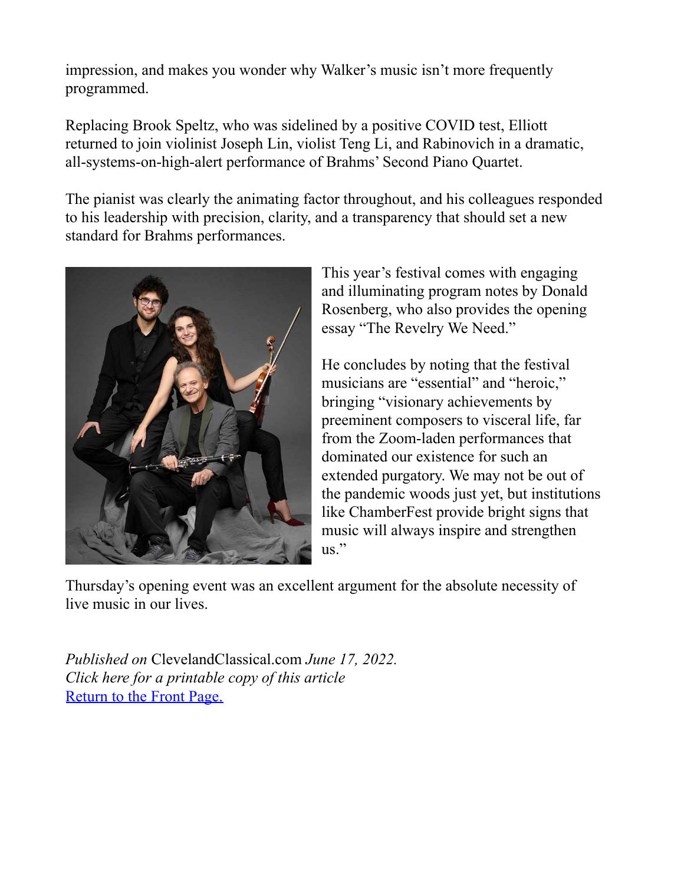impression, and makes you wonder why Walker's music isn't more frequently programmed.

Replacing Brook Speltz, who was sidelined by a positive COVID test, Elliott returned to join violinist Joseph Lin, violist Teng Li, and Rabinovich in a dramatic, all-systems-on-high-alert performance of Brahms' Second Piano Quartet.

The pianist was clearly the animating factor throughout, and his colleagues responded to his leadership with precision, clarity, and a transparency that should set a new standard for Brahms performances.

This year's festival comes with engaging and illuminating program notes by Donald Rosenberg, who also provides the opening essay "The Revelry We Need."

He concludes by noting that the festival musicians are "essential" and "heroic," bringing "visionary achievements by preeminent composers to visceral life, far from the Zoom-laden performances that dominated our existence for such an extended purgatory. We may not be out of the pandemic woods just yet, but institutions like ChamberFest provide bright signs that music will always inspire and strengthen us."

Thursday's opening event was an excellent argument for the absolute necessity of live music in our lives.

*Published on* ClevelandClassical.com *June 17, 2022.*
*Click here for a printable copy of this article*
[Return to the Front Page.]